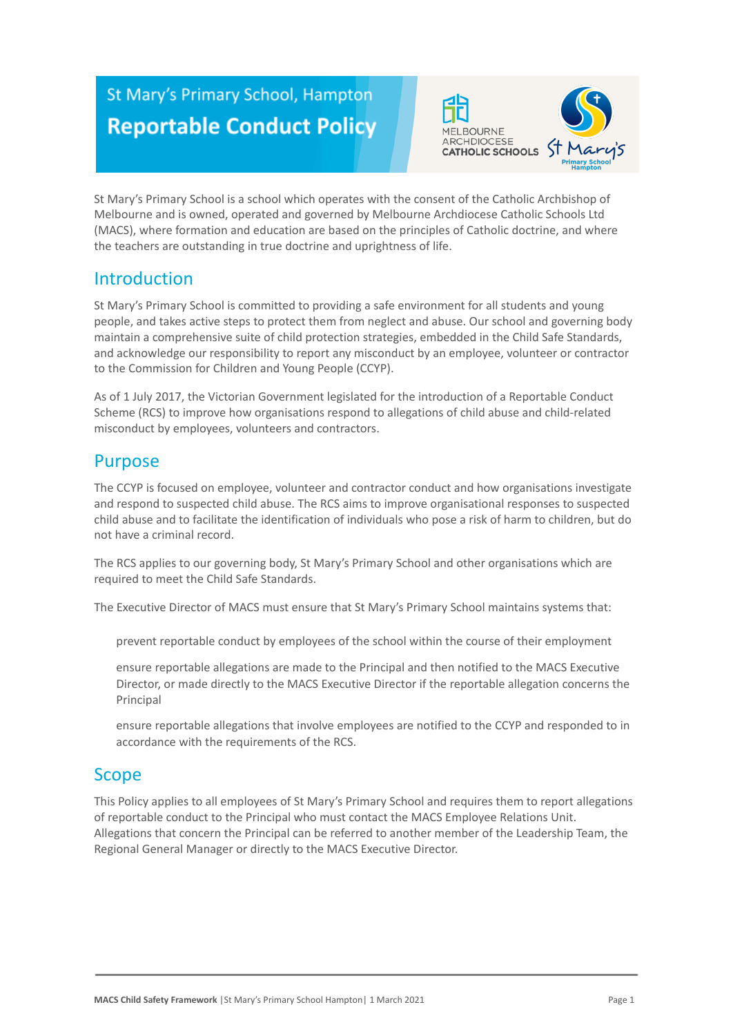# St Mary's Primary School, Hampton

# Reportable Conduct Policy

St Mary's Primary School is a school which operates with the consent of the Catholic Archbishop of Melbourne and is owned, operated and governed by Melbourne Archdiocese Catholic Schools Ltd (MACS), where formation and education are based on the principles of Catholic doctrine, and where the teachers are outstanding in true doctrine and uprightness of life.

## Introduction

St Mary's Primary School is committed to providing a safe environment for all students and young people, and takes active steps to protect them from neglect and abuse. Our school and governing body maintain a comprehensive suite of child protection strategies, embedded in the Child Safe Standards, and acknowledge our responsibility to report any misconduct by an employee, volunteer or contractor to the Commission for Children and Young People (CCYP).

As of 1 July 2017, the Victorian Government legislated for the introduction of a Reportable Conduct Scheme (RCS) to improve how organisations respond to allegations of child abuse and child-related misconduct by employees, volunteers and contractors.

## Purpose

The CCYP is focused on employee, volunteer and contractor conduct and how organisations investigate and respond to suspected child abuse. The RCS aims to improve organisational responses to suspected child abuse and to facilitate the identification of individuals who pose a risk of harm to children, but do not have a criminal record.

The RCS applies to our governing body, St Mary's Primary School and other organisations which are required to meet the Child Safe Standards.

The Executive Director of MACS must ensure that St Mary's Primary School maintains systems that:

- prevent reportable conduct by employees of the school within the course of their employment
- ensure reportable allegations are made to the Principal and then notified to the MACS Executive Director, or made directly to the MACS Executive Director if the reportable allegation concerns the Principal
- ensure reportable allegations that involve employees are notified to the CCYP and responded to in accordance with the requirements of the RCS.

## Scope

This Policy applies to all employees of St Mary's Primary School and requires them to report allegations of reportable conduct to the Principal who must contact the MACS Employee Relations Unit. Allegations that concern the Principal can be referred to another member of the Leadership Team, the Regional General Manager or directly to the MACS Executive Director.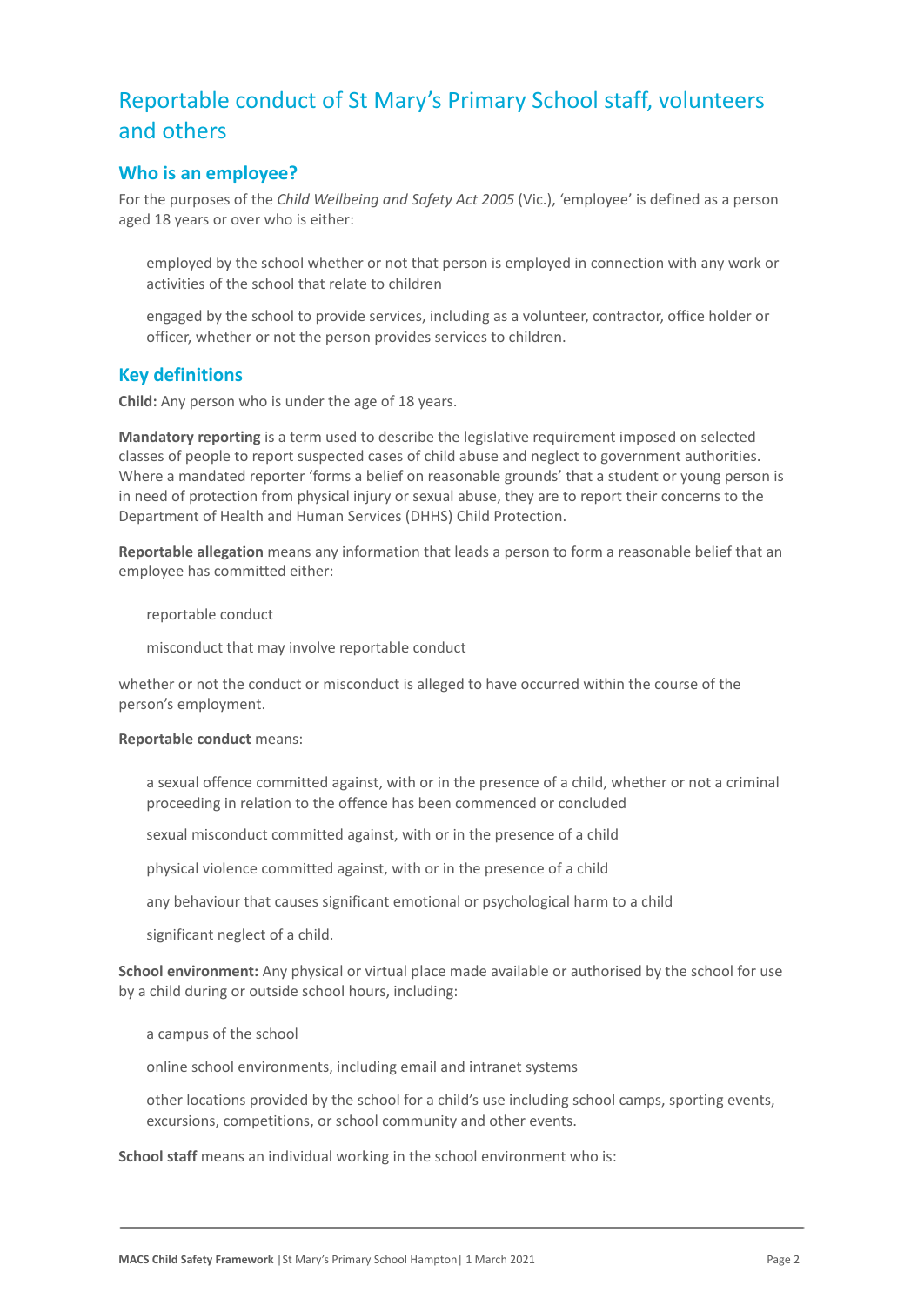## Reportable conduct of St Mary's Primary School staff, volunteers and others

### Who is an employee?

For the purposes of the *Child Wellbeing and Safety Act 2005* (Vic.), 'employee' is defined as a person aged 18 years or over who is either:

- employed by the school whether or not that person is employed in connection with any work or activities of the school that relate to children
- engaged by the school to provide services, including as a volunteer, contractor, office holder or officer, whether or not the person provides services to children.

### Key definitions

**Child:** Any person who is under the age of 18 years.

**Mandatory reporting** is a term used to describe the legislative requirement imposed on selected classes of people to report suspected cases of child abuse and neglect to government authorities. Where a mandated reporter 'forms a belief on reasonable grounds' that a student or young person is in need of protection from physical injury or sexual abuse, they are to report their concerns to the Department of Health and Human Services (DHHS) Child Protection.

**Reportable allegation** means any information that leads a person to form a reasonable belief that an employee has committed either:

- reportable conduct
- misconduct that may involve reportable conduct

whether or not the conduct or misconduct is alleged to have occurred within the course of the person's employment.

**Reportable conduct** means:

- a sexual offence committed against, with or in the presence of a child, whether or not a criminal proceeding in relation to the offence has been commenced or concluded
- sexual misconduct committed against, with or in the presence of a child
- physical violence committed against, with or in the presence of a child
- any behaviour that causes significant emotional or psychological harm to a child
- significant neglect of a child.

**School environment:** Any physical or virtual place made available or authorised by the school for use by a child during or outside school hours, including:

- a campus of the school
- online school environments, including email and intranet systems
- other locations provided by the school for a child's use including school camps, sporting events, excursions, competitions, or school community and other events.

**School staff** means an individual working in the school environment who is: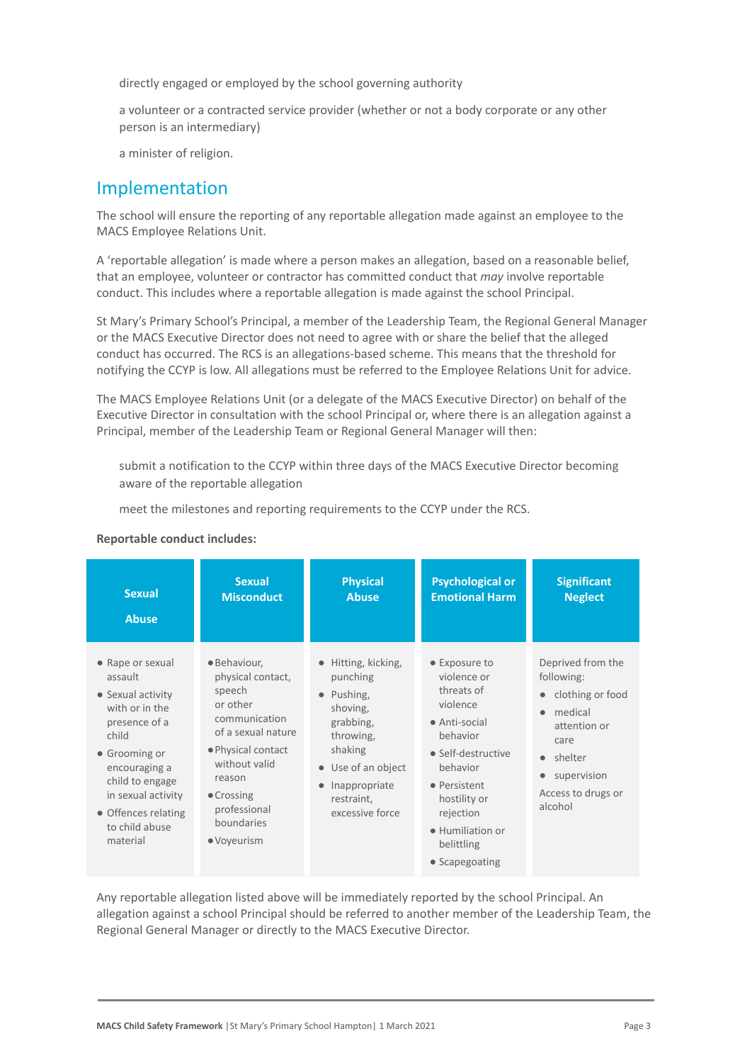directly engaged or employed by the school governing authority

a volunteer or a contracted service provider (whether or not a body corporate or any other person is an intermediary)

a minister of religion.

## Implementation

The school will ensure the reporting of any reportable allegation made against an employee to the MACS Employee Relations Unit.

A 'reportable allegation' is made where a person makes an allegation, based on a reasonable belief, that an employee, volunteer or contractor has committed conduct that *may* involve reportable conduct. This includes where a reportable allegation is made against the school Principal.

St Mary's Primary School's Principal, a member of the Leadership Team, the Regional General Manager or the MACS Executive Director does not need to agree with or share the belief that the alleged conduct has occurred. The RCS is an allegations-based scheme. This means that the threshold for notifying the CCYP is low. All allegations must be referred to the Employee Relations Unit for advice.

The MACS Employee Relations Unit (or a delegate of the MACS Executive Director) on behalf of the Executive Director in consultation with the school Principal or, where there is an allegation against a Principal, member of the Leadership Team or Regional General Manager will then:

submit a notification to the CCYP within three days of the MACS Executive Director becoming aware of the reportable allegation

meet the milestones and reporting requirements to the CCYP under the RCS.

**Reportable conduct includes:**

| Sexual Abuse | Sexual Misconduct | Physical Abuse | Psychological or Emotional Harm | Significant Neglect |
|---|---|---|---|---|
| • Rape or sexual assault<br>• Sexual activity with or in the presence of a child<br>• Grooming or encouraging a child to engage in sexual activity<br>• Offences relating to child abuse material | • Behaviour, physical contact, speech or other communication of a sexual nature<br>• Physical contact without valid reason<br>• Crossing professional boundaries<br>• Voyeurism | • Hitting, kicking, punching<br>• Pushing, shoving, grabbing, throwing, shaking<br>• Use of an object<br>• Inappropriate restraint, excessive force | • Exposure to violence or threats of violence<br>• Anti-social behavior<br>• Self-destructive behavior<br>• Persistent hostility or rejection<br>• Humiliation or belittling<br>• Scapegoating | Deprived from the following:<br>• clothing or food<br>• medical attention or care<br>• shelter<br>• supervision<br>Access to drugs or alcohol |

Any reportable allegation listed above will be immediately reported by the school Principal. An allegation against a school Principal should be referred to another member of the Leadership Team, the Regional General Manager or directly to the MACS Executive Director.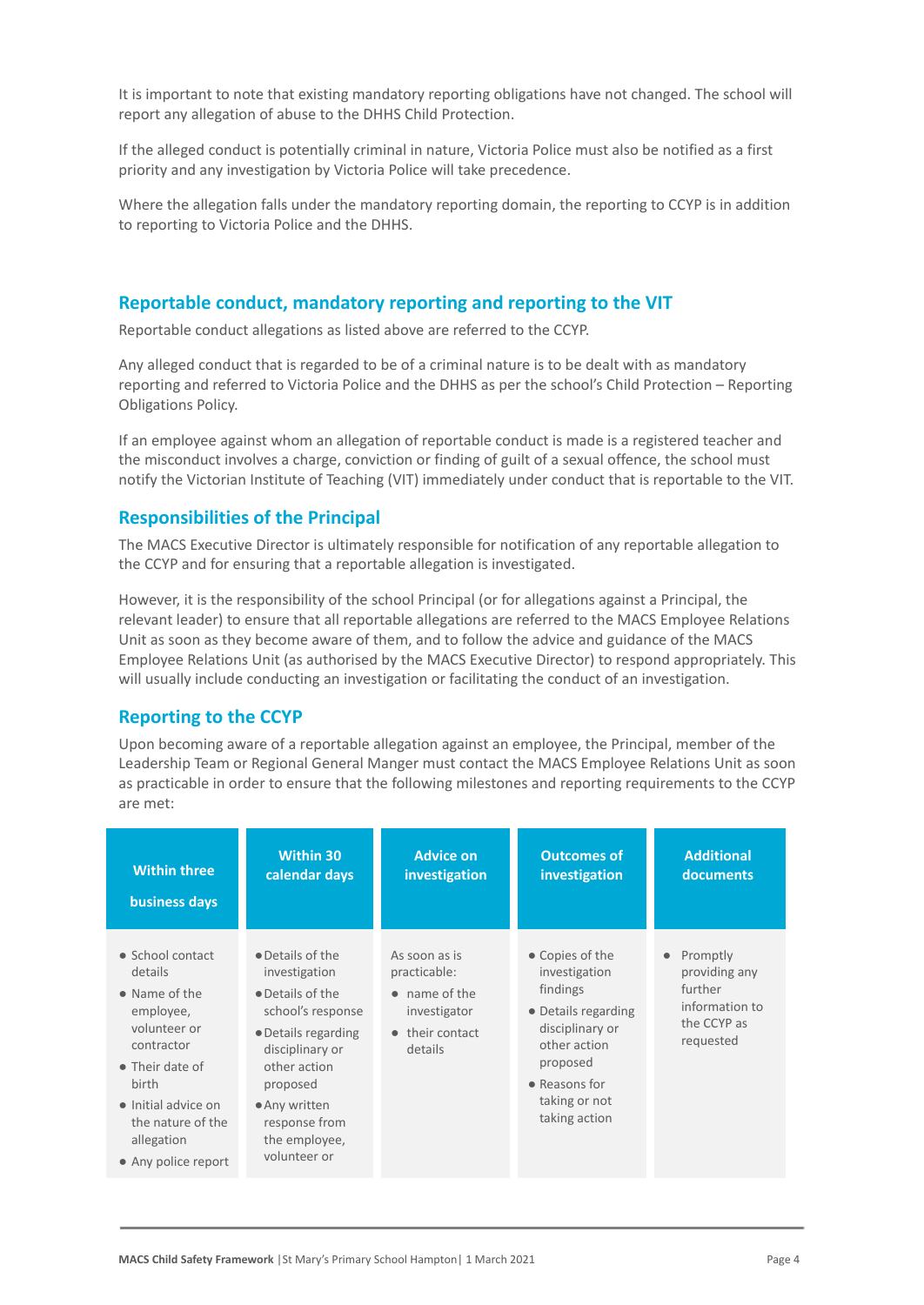It is important to note that existing mandatory reporting obligations have not changed. The school will report any allegation of abuse to the DHHS Child Protection.

If the alleged conduct is potentially criminal in nature, Victoria Police must also be notified as a first priority and any investigation by Victoria Police will take precedence.

Where the allegation falls under the mandatory reporting domain, the reporting to CCYP is in addition to reporting to Victoria Police and the DHHS.

## Reportable conduct, mandatory reporting and reporting to the VIT

Reportable conduct allegations as listed above are referred to the CCYP.

Any alleged conduct that is regarded to be of a criminal nature is to be dealt with as mandatory reporting and referred to Victoria Police and the DHHS as per the school's Child Protection – Reporting Obligations Policy.

If an employee against whom an allegation of reportable conduct is made is a registered teacher and the misconduct involves a charge, conviction or finding of guilt of a sexual offence, the school must notify the Victorian Institute of Teaching (VIT) immediately under conduct that is reportable to the VIT.

## Responsibilities of the Principal

The MACS Executive Director is ultimately responsible for notification of any reportable allegation to the CCYP and for ensuring that a reportable allegation is investigated.

However, it is the responsibility of the school Principal (or for allegations against a Principal, the relevant leader) to ensure that all reportable allegations are referred to the MACS Employee Relations Unit as soon as they become aware of them, and to follow the advice and guidance of the MACS Employee Relations Unit (as authorised by the MACS Executive Director) to respond appropriately. This will usually include conducting an investigation or facilitating the conduct of an investigation.

## Reporting to the CCYP

Upon becoming aware of a reportable allegation against an employee, the Principal, member of the Leadership Team or Regional General Manger must contact the MACS Employee Relations Unit as soon as practicable in order to ensure that the following milestones and reporting requirements to the CCYP are met:

| Within three business days | Within 30 calendar days | Advice on investigation | Outcomes of investigation | Additional documents |
|---|---|---|---|---|
| • School contact details<br>• Name of the employee, volunteer or contractor<br>• Their date of birth<br>• Initial advice on the nature of the allegation<br>• Any police report | • Details of the investigation<br>• Details of the school's response<br>• Details regarding disciplinary or other action proposed<br>• Any written response from the employee, volunteer or | As soon as is practicable:<br>• name of the investigator<br>• their contact details | • Copies of the investigation findings<br>• Details regarding disciplinary or other action proposed<br>• Reasons for taking or not taking action | • Promptly providing any further information to the CCYP as requested |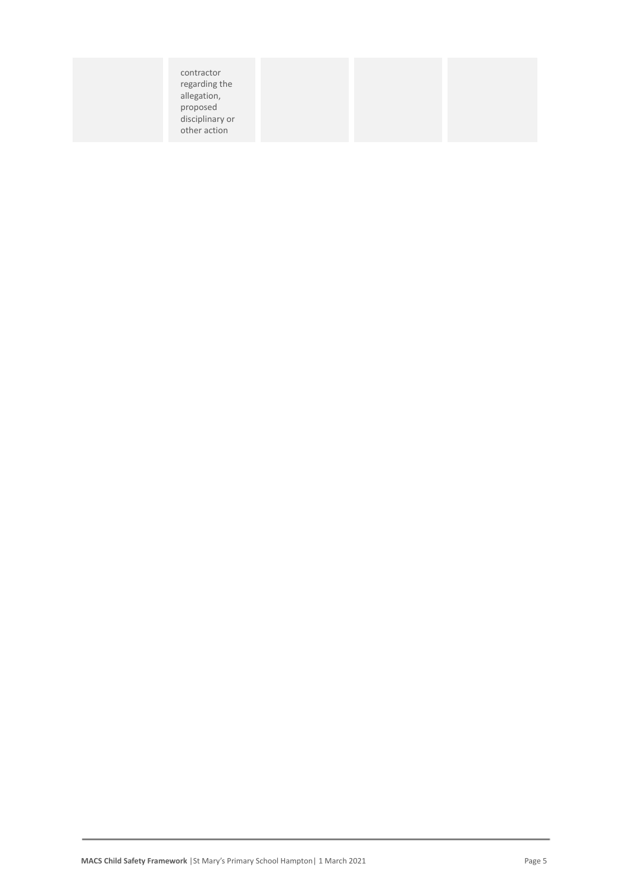| | | | | |
|---|---|---|---|---|
| | contractor regarding the allegation, proposed disciplinary or other action | | | |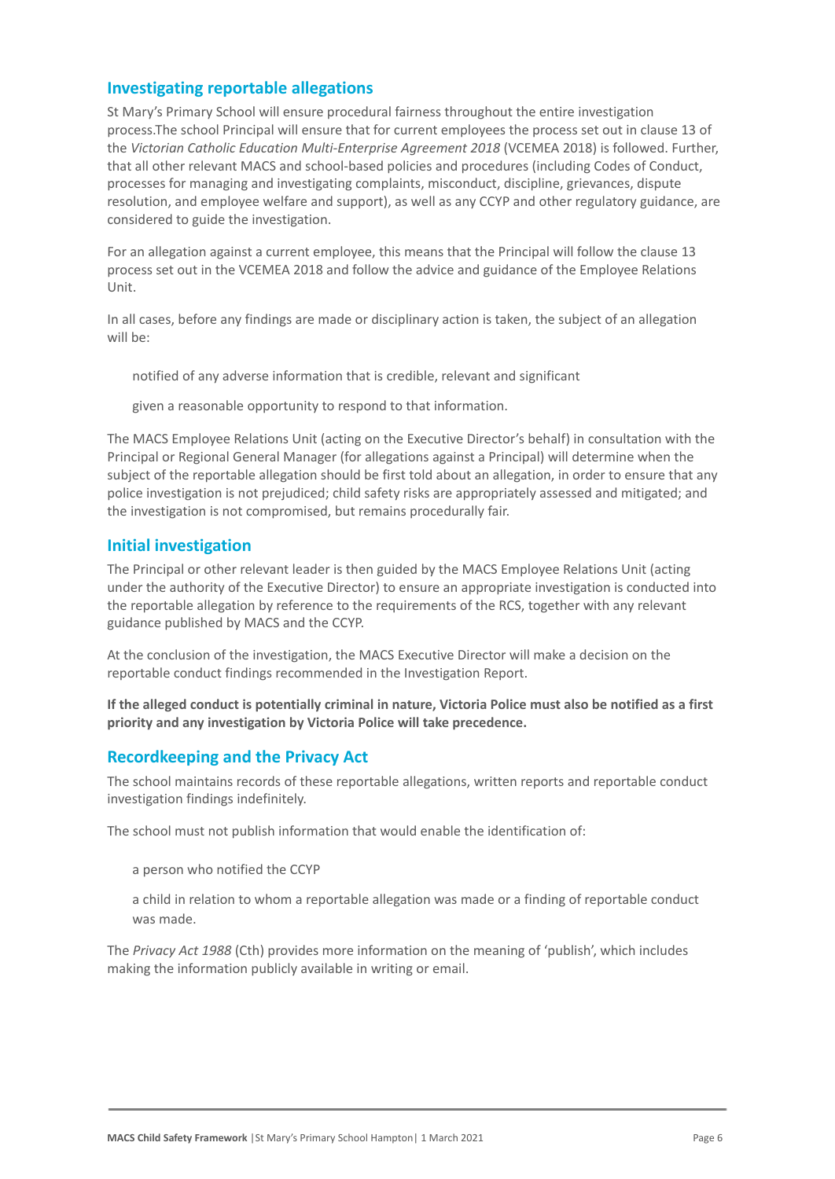## Investigating reportable allegations

St Mary's Primary School will ensure procedural fairness throughout the entire investigation process.The school Principal will ensure that for current employees the process set out in clause 13 of the *Victorian Catholic Education Multi-Enterprise Agreement 2018* (VCEMEA 2018) is followed. Further, that all other relevant MACS and school-based policies and procedures (including Codes of Conduct, processes for managing and investigating complaints, misconduct, discipline, grievances, dispute resolution, and employee welfare and support), as well as any CCYP and other regulatory guidance, are considered to guide the investigation.

For an allegation against a current employee, this means that the Principal will follow the clause 13 process set out in the VCEMEA 2018 and follow the advice and guidance of the Employee Relations Unit.

In all cases, before any findings are made or disciplinary action is taken, the subject of an allegation will be:

- notified of any adverse information that is credible, relevant and significant
- given a reasonable opportunity to respond to that information.

The MACS Employee Relations Unit (acting on the Executive Director's behalf) in consultation with the Principal or Regional General Manager (for allegations against a Principal) will determine when the subject of the reportable allegation should be first told about an allegation, in order to ensure that any police investigation is not prejudiced; child safety risks are appropriately assessed and mitigated; and the investigation is not compromised, but remains procedurally fair.

## Initial investigation

The Principal or other relevant leader is then guided by the MACS Employee Relations Unit (acting under the authority of the Executive Director) to ensure an appropriate investigation is conducted into the reportable allegation by reference to the requirements of the RCS, together with any relevant guidance published by MACS and the CCYP.

At the conclusion of the investigation, the MACS Executive Director will make a decision on the reportable conduct findings recommended in the Investigation Report.

**If the alleged conduct is potentially criminal in nature, Victoria Police must also be notified as a first priority and any investigation by Victoria Police will take precedence.**

## Recordkeeping and the Privacy Act

The school maintains records of these reportable allegations, written reports and reportable conduct investigation findings indefinitely.

The school must not publish information that would enable the identification of:

- a person who notified the CCYP
- a child in relation to whom a reportable allegation was made or a finding of reportable conduct was made.

The *Privacy Act 1988* (Cth) provides more information on the meaning of 'publish', which includes making the information publicly available in writing or email.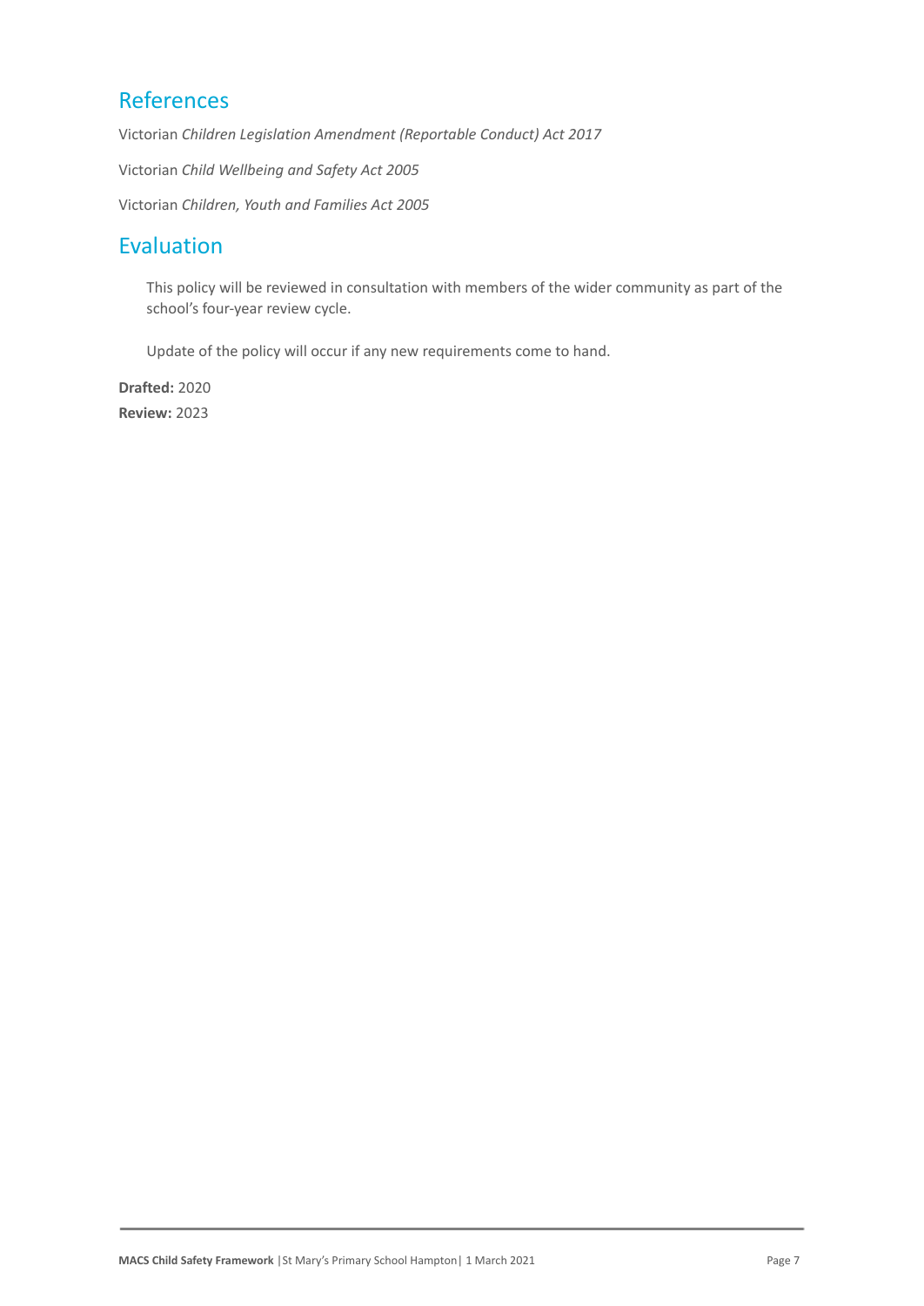## References

Victorian *Children Legislation Amendment (Reportable Conduct) Act 2017*

Victorian *Child Wellbeing and Safety Act 2005*

Victorian *Children, Youth and Families Act 2005*

## Evaluation

This policy will be reviewed in consultation with members of the wider community as part of the school's four-year review cycle.

Update of the policy will occur if any new requirements come to hand.

**Drafted:** 2020
**Review:** 2023